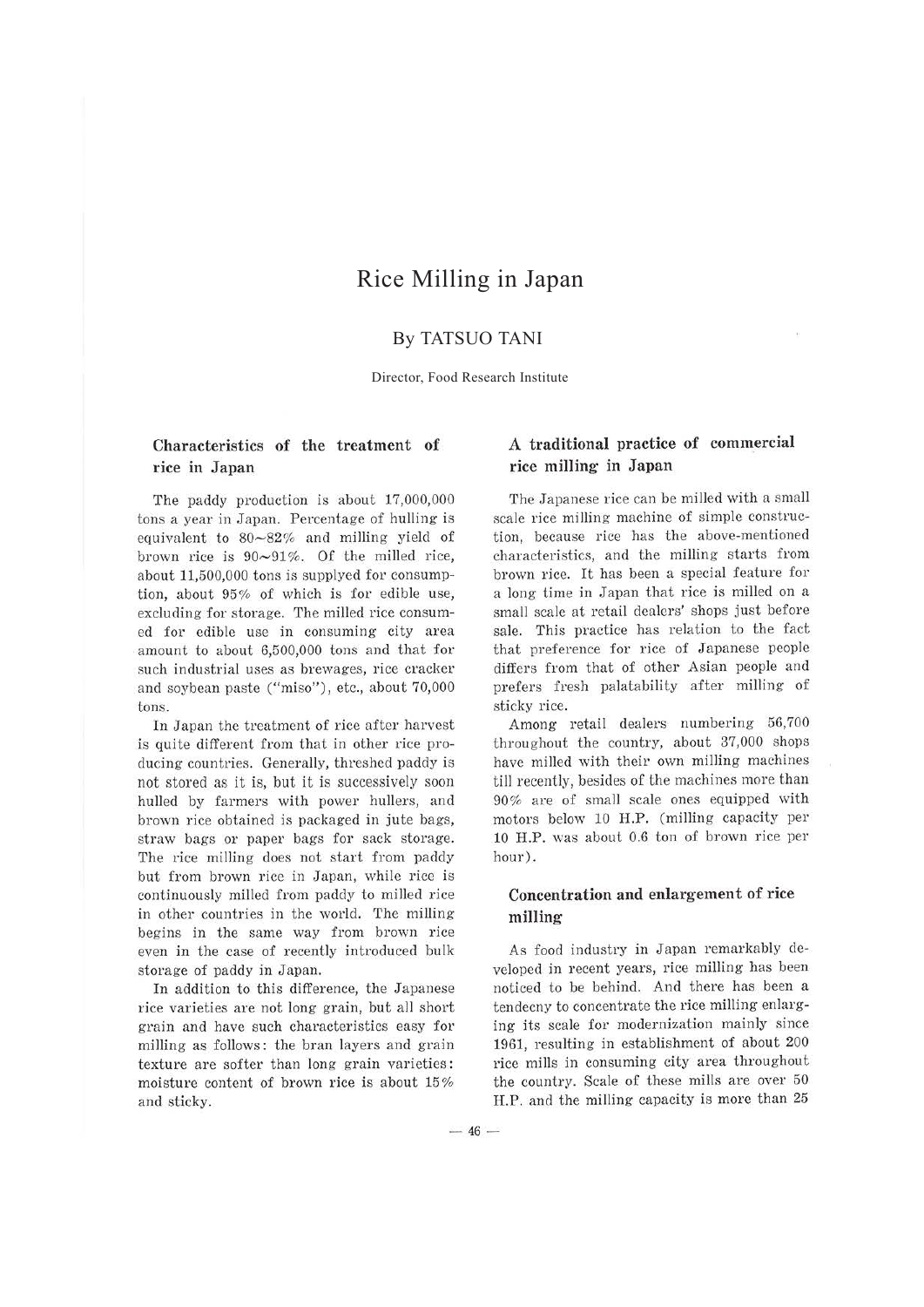# Rice Milling in Japan

By TATSUO TANI

Director, Food Research Institute

## Characteristics of the treatment of rice in Japan

The paddy production is about 17,000,000 tons a year in Japan. Percentage of hulling is equivalent to 80~82% and milling yield of brown rice is 90~91%. Of the milled rice, about 11,500,000 tons is supplyed for consumption, about 95% of which is for edible use, excluding for storage. The milled rice consumed for edible use in consuming city area amount to about 6,500,000 tons and that for such industrial uses as brewages, rice cracker and soybean paste ("miso"), etc., about 70,000 tons.

In Japan the treatment of rice after harvest is quite different from that in other rice producing countries. Generally, threshed paddy is not stored as it is, but it is successively soon hulled by farmers with power hullers, and brown rice obtained is packaged in jute bags, straw bags or paper bags for sack storage. The rice milling does not start from paddy but from brown rice in Japan, while rice is continuously milled from paddy to milled rice in other countries in the world. The milling begins in the same way from brown rice even in the case of recently introduced bulk storage of paddy in Japan.

In addition to this difference, the Japanese rice varieties are not long grain, but all short grain and have such characteristics easy for milling as follows: the bran layers and grain texture are softer than long grain varieties: moisture content of brown rice is about 15% and sticky.

## A traditional practice of commercial rice milling in Japan

The Japanese rice can be milled with a small scale rice milling machine of simple construction, because rice has the above-mentioned characteristics, and the milling starts from brown rice. It has been a special feature for a long time in Japan that rice is milled on a small scale at retail dealers' shops just before sale. This practice has relation to the fact that preference for rice of Japanese people differs from that of other Asian people and prefers fresh palatability after milling of sticky rice.

Among retail dealers numbering 56,700 throughout the country, about 37,000 shops have milled with their own milling machines till recently, besides of the machines more than 90% are of small scale ones equipped with motors below 10 H.P. (milling capacity per 10 H.P. was about 0.6 ton of brown rice per hour).

## Concentration and enlargement of rice milling

As food industry in Japan remarkably developed in recent years, rice milling has been noticed to be behind. And there has been a tendecny to concentrate the rice milling enlarging its scale for modernization mainly since 1961, resulting in establishment of about 200 rice mills in consuming city area throughout the country. Scale of these mills are over 50 H.P. and the milling capacity is more than 25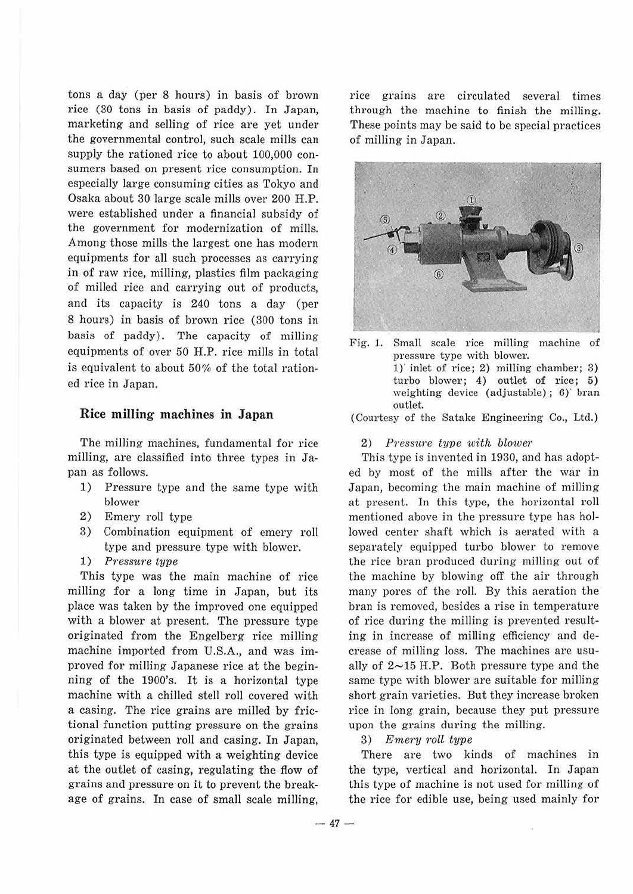tons a day (per 8 hours) in basis of brown rice (30 tons in basis of paddy). In Japan, marketing and selling of rice are yet under the governmental control, such scale mills can supply the rationed rice to about 100,000 consumers based on present rice consumption. In especially large consuming cities as Tokyo and Osaka about 30 large scale mills over 200 H.P. were established under a financial subsidy of the government for modernization of mills. Among those mills the largest one has modern equipments for all such processes as carrying in of raw rice, milling, plastics film packaging of milled rice and carrying out of products, and its capacity is 240 tons a day (per 8 hours) in basis of brown rice (300 tons in basis of paddy). The capacity of milling equipments of over 50 H.P. rice mills in total is equivalent to about 50% of the total rationed rice in Japan.

## Rice milling machines in Japan

The milling machines, fundamental for rice milling, are classified into three types in Japan as follows.

1) Pressure type and the same type with blower
2) Emery roll type
3) Combination equipment of emery roll type and pressure type with blower.

1) *Pressure type*

This type was the main machine of rice milling for a long time in Japan, but its place was taken by the improved one equipped with a blower at present. The pressure type originated from the Engelberg rice milling machine imported from U.S.A., and was improved for milling Japanese rice at the beginning of the 1900's. It is a horizontal type machine with a chilled stell roll covered with a casing. The rice grains are milled by frictional function putting pressure on the grains originated between roll and casing. In Japan, this type is equipped with a weighting device at the outlet of casing, regulating the flow of grains and pressure on it to prevent the breakage of grains. In case of small scale milling, rice grains are circulated several times through the machine to finish the milling. These points may be said to be special practices of milling in Japan.

Fig. 1. Small scale rice milling machine of pressure type with blower.
1) inlet of rice; 2) milling chamber; 3) turbo blower; 4) outlet of rice; 5) weighting device (adjustable); 6) bran outlet.
(Courtesy of the Satake Engineering Co., Ltd.)

2) *Pressure type with blower*

This type is invented in 1930, and has adopted by most of the mills after the war in Japan, becoming the main machine of milling at present. In this type, the horizontal roll mentioned above in the pressure type has hollowed center shaft which is aerated with a separately equipped turbo blower to remove the rice bran produced during milling out of the machine by blowing off the air through many pores of the roll. By this aeration the bran is removed, besides a rise in temperature of rice during the milling is prevented resulting in increase of milling efficiency and decrease of milling loss. The machines are usually of 2~15 H.P. Both pressure type and the same type with blower are suitable for milling short grain varieties. But they increase broken rice in long grain, because they put pressure upon the grains during the milling.

3) *Emery roll type*

There are two kinds of machines in the type, vertical and horizontal. In Japan this type of machine is not used for milling of the rice for edible use, being used mainly for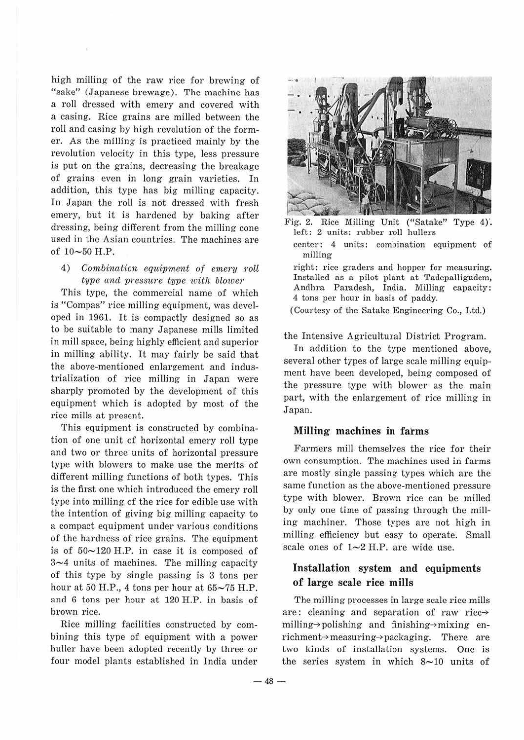high milling of the raw rice for brewing of "sake" (Japanese brewage). The machine has a roll dressed with emery and covered with a casing. Rice grains are milled between the roll and casing by high revolution of the former. As the milling is practiced mainly by the revolution velocity in this type, less pressure is put on the grains, decreasing the breakage of grains even in long grain varieties. In addition, this type has big milling capacity. In Japan the roll is not dressed with fresh emery, but it is hardened by baking after dressing, being different from the milling cone used in the Asian countries. The machines are of 10~50 H.P.

4) *Combination equipment of emery roll type and pressure type with blower*

This type, the commercial name of which is "Compas" rice milling equipment, was developed in 1961. It is compactly designed so as to be suitable to many Japanese mills limited in mill space, being highly efficient and superior in milling ability. It may fairly be said that the above-mentioned enlargement and industrialization of rice milling in Japan were sharply promoted by the development of this equipment which is adopted by most of the rice mills at present.

This equipment is constructed by combination of one unit of horizontal emery roll type and two or three units of horizontal pressure type with blowers to make use the merits of different milling functions of both types. This is the first one which introduced the emery roll type into milling of the rice for edible use with the intention of giving big milling capacity to a compact equipment under various conditions of the hardness of rice grains. The equipment is of 50~120 H.P. in case it is composed of 3~4 units of machines. The milling capacity of this type by single passing is 3 tons per hour at 50 H.P., 4 tons per hour at 65~75 H.P. and 6 tons per hour at 120 H.P. in basis of brown rice.

Rice milling facilities constructed by combining this type of equipment with a power huller have been adopted recently by three or four model plants established in India under the Intensive Agricultural District Program.

Fig. 2. Rice Milling Unit ("Satake" Type 4).
left: 2 units: rubber roll hullers
center: 4 units: combination equipment of milling
right: rice graders and hopper for measuring.
Installed as a pilot plant at Tadepalligudem, Andhra Paradesh, India. Milling capacity: 4 tons per hour in basis of paddy.
(Courtesy of the Satake Engineering Co., Ltd.)

In addition to the type mentioned above, several other types of large scale milling equipment have been developed, being composed of the pressure type with blower as the main part, with the enlargement of rice milling in Japan.

## Milling machines in farms

Farmers mill themselves the rice for their own consumption. The machines used in farms are mostly single passing types which are the same function as the above-mentioned pressure type with blower. Brown rice can be milled by only one time of passing through the milling machiner. Those types are not high in milling efficiency but easy to operate. Small scale ones of 1~2 H.P. are wide use.

## Installation system and equipments of large scale rice mills

The milling processes in large scale rice mills are: cleaning and separation of raw rice→milling→polishing and finishing→mixing enrichment→measuring→packaging. There are two kinds of installation systems. One is the series system in which 8~10 units of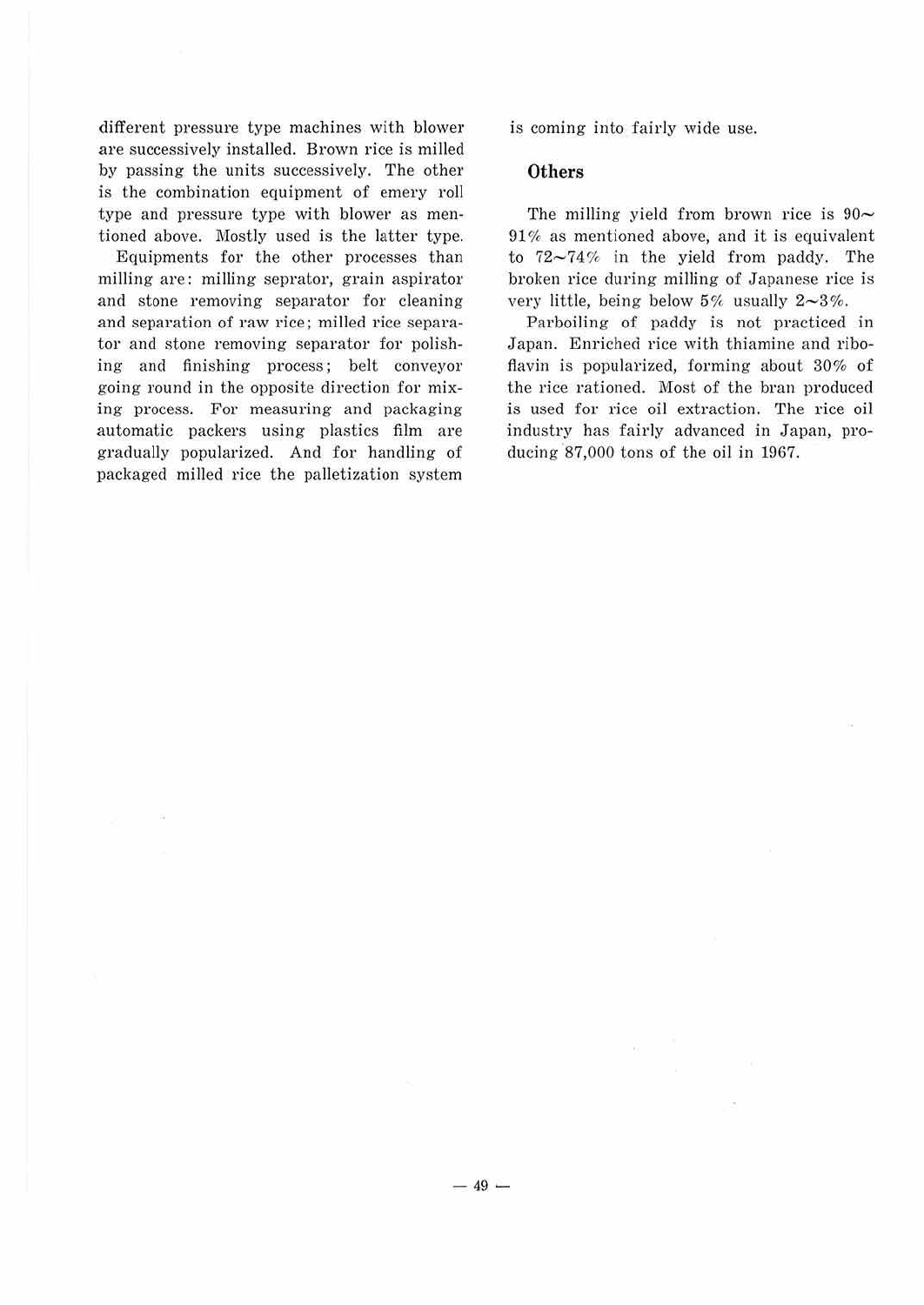different pressure type machines with blower are successively installed. Brown rice is milled by passing the units successively. The other is the combination equipment of emery roll type and pressure type with blower as mentioned above. Mostly used is the latter type.

Equipments for the other processes than milling are: milling seprator, grain aspirator and stone removing separator for cleaning and separation of raw rice; milled rice separator and stone removing separator for polishing and finishing process; belt conveyor going round in the opposite direction for mixing process. For measuring and packaging automatic packers using plastics film are gradually popularized. And for handling of packaged milled rice the palletization system is coming into fairly wide use.

## Others

The milling yield from brown rice is 90~91% as mentioned above, and it is equivalent to 72~74% in the yield from paddy. The broken rice during milling of Japanese rice is very little, being below 5% usually 2~3%.

Parboiling of paddy is not practiced in Japan. Enriched rice with thiamine and riboflavin is popularized, forming about 30% of the rice rationed. Most of the bran produced is used for rice oil extraction. The rice oil industry has fairly advanced in Japan, producing 87,000 tons of the oil in 1967.